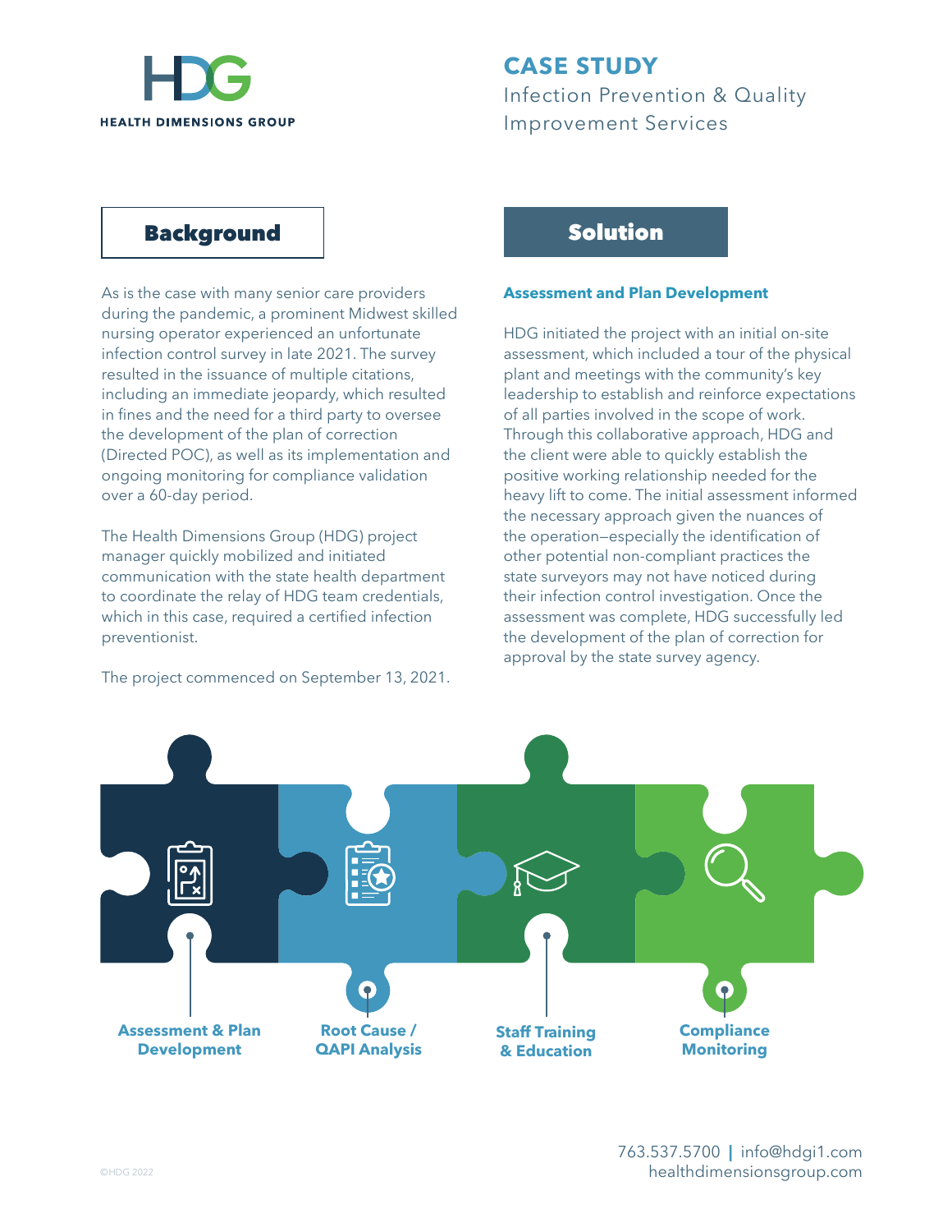HEALTH DIMENSIONS GROUP

# CASE STUDY

Infection Prevention & Quality Improvement Services

## Background

As is the case with many senior care providers during the pandemic, a prominent Midwest skilled nursing operator experienced an unfortunate infection control survey in late 2021. The survey resulted in the issuance of multiple citations, including an immediate jeopardy, which resulted in fines and the need for a third party to oversee the development of the plan of correction (Directed POC), as well as its implementation and ongoing monitoring for compliance validation over a 60-day period.

The Health Dimensions Group (HDG) project manager quickly mobilized and initiated communication with the state health department to coordinate the relay of HDG team credentials, which in this case, required a certified infection preventionist.

The project commenced on September 13, 2021.

## Solution

### Assessment and Plan Development

HDG initiated the project with an initial on-site assessment, which included a tour of the physical plant and meetings with the community's key leadership to establish and reinforce expectations of all parties involved in the scope of work. Through this collaborative approach, HDG and the client were able to quickly establish the positive working relationship needed for the heavy lift to come. The initial assessment informed the necessary approach given the nuances of the operation—especially the identification of other potential non-compliant practices the state surveyors may not have noticed during their infection control investigation. Once the assessment was complete, HDG successfully led the development of the plan of correction for approval by the state survey agency.

**Assessment & Plan Development** | **Root Cause / QAPI Analysis** | **Staff Training & Education** | **Compliance Monitoring**

©HDG 2022

763.537.5700 | info@hdgi1.com
healthdimensionsgroup.com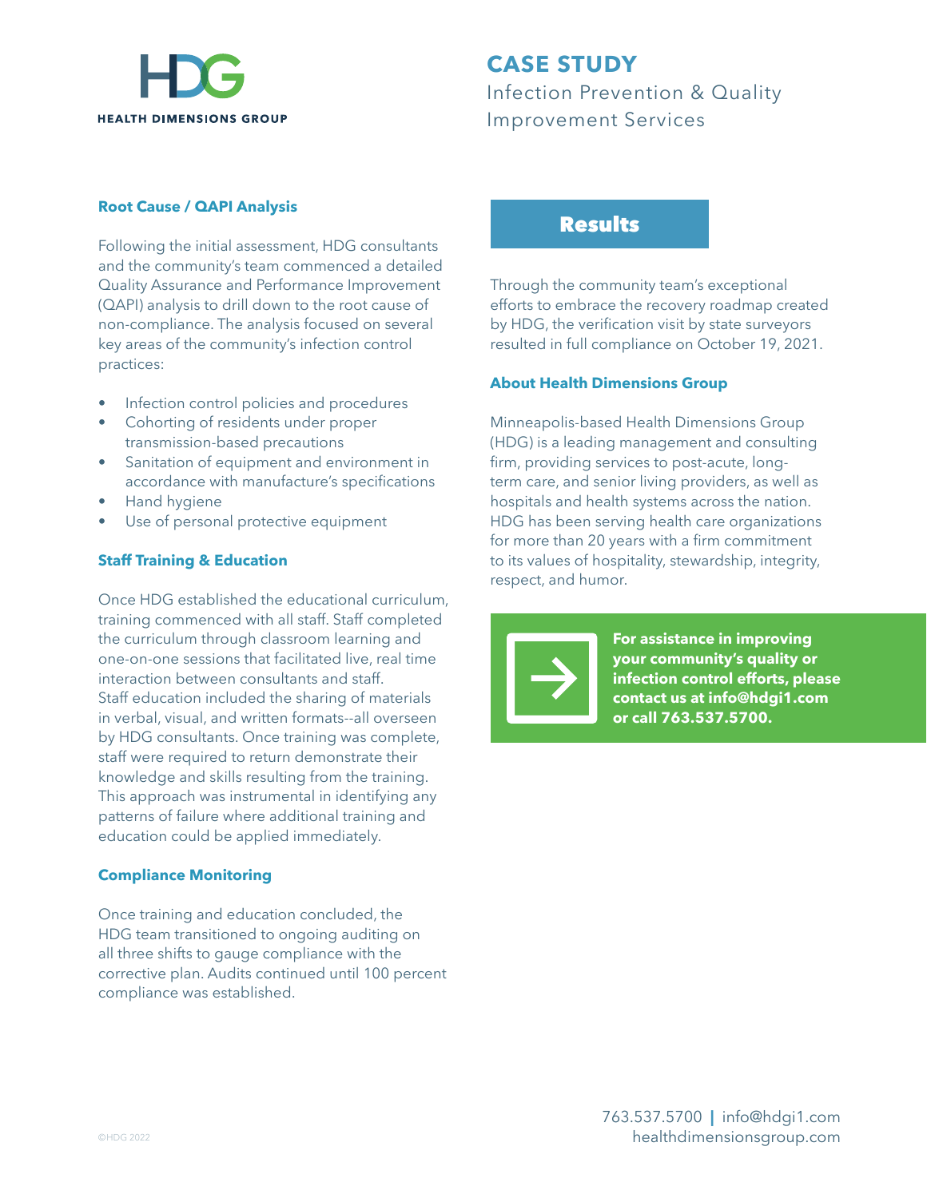## Root Cause / QAPI Analysis

Following the initial assessment, HDG consultants and the community's team commenced a detailed Quality Assurance and Performance Improvement (QAPI) analysis to drill down to the root cause of non-compliance. The analysis focused on several key areas of the community's infection control practices:

- Infection control policies and procedures
- Cohorting of residents under proper transmission-based precautions
- Sanitation of equipment and environment in accordance with manufacture's specifications
- Hand hygiene
- Use of personal protective equipment

## Staff Training & Education

Once HDG established the educational curriculum, training commenced with all staff. Staff completed the curriculum through classroom learning and one-on-one sessions that facilitated live, real time interaction between consultants and staff. Staff education included the sharing of materials in verbal, visual, and written formats--all overseen by HDG consultants. Once training was complete, staff were required to return demonstrate their knowledge and skills resulting from the training. This approach was instrumental in identifying any patterns of failure where additional training and education could be applied immediately.

## Compliance Monitoring

Once training and education concluded, the HDG team transitioned to ongoing auditing on all three shifts to gauge compliance with the corrective plan. Audits continued until 100 percent compliance was established.

## Results

Through the community team's exceptional efforts to embrace the recovery roadmap created by HDG, the verification visit by state surveyors resulted in full compliance on October 19, 2021.

## About Health Dimensions Group

Minneapolis-based Health Dimensions Group (HDG) is a leading management and consulting firm, providing services to post-acute, long-term care, and senior living providers, as well as hospitals and health systems across the nation. HDG has been serving health care organizations for more than 20 years with a firm commitment to its values of hospitality, stewardship, integrity, respect, and humor.

**For assistance in improving your community's quality or infection control efforts, please contact us at info@hdgi1.com or call 763.537.5700.**

763.537.5700 | info@hdgi1.com
healthdimensionsgroup.com

©HDG 2022